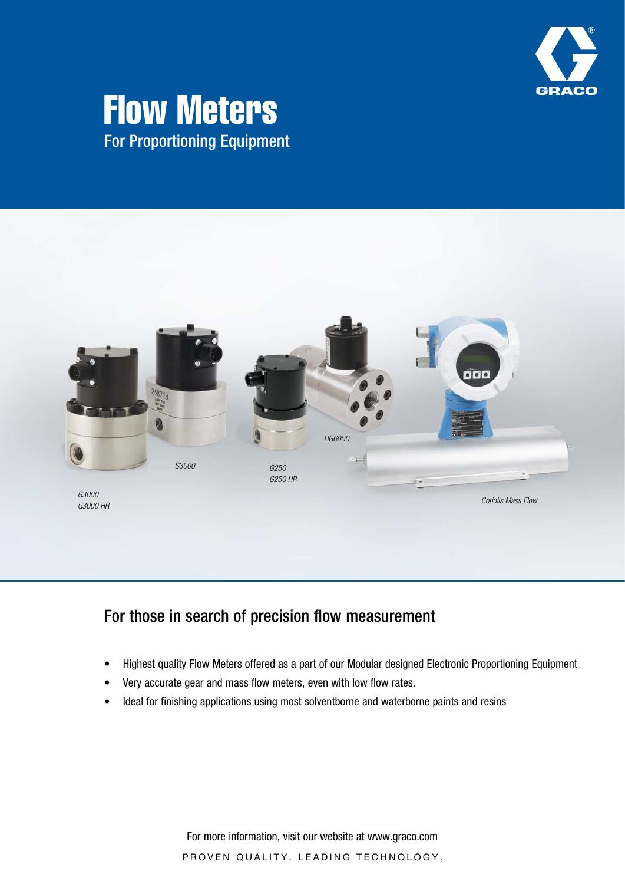# Flow Meters

For Proportioning Equipment

*G3000*
*G3000 HR*

*S3000*

*G250*
*G250 HR*

*HG6000*

*Coriolis Mass Flow*

## For those in search of precision flow measurement

- Highest quality Flow Meters offered as a part of our Modular designed Electronic Proportioning Equipment
- Very accurate gear and mass flow meters, even with low flow rates.
- Ideal for finishing applications using most solventborne and waterborne paints and resins

For more information, visit our website at www.graco.com

PROVEN QUALITY. LEADING TECHNOLOGY.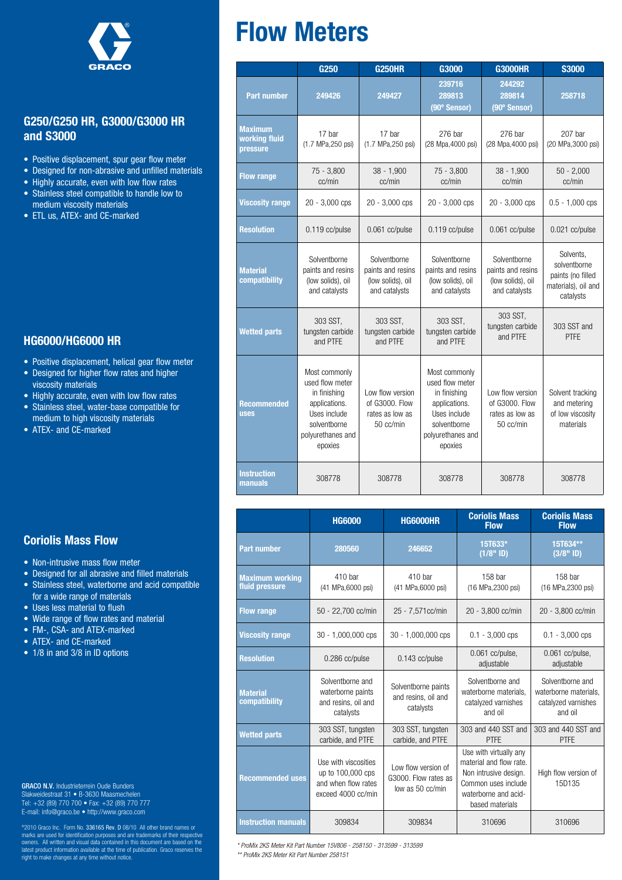GRACO

## G250/G250 HR, G3000/G3000 HR and S3000

- Positive displacement, spur gear flow meter
- Designed for non-abrasive and unfilled materials
- Highly accurate, even with low flow rates
- Stainless steel compatible to handle low to medium viscosity materials
- ETL us, ATEX- and CE-marked

## HG6000/HG6000 HR

- Positive displacement, helical gear flow meter
- Designed for higher flow rates and higher viscosity materials
- Highly accurate, even with low flow rates
- Stainless steel, water-base compatible for medium to high viscosity materials
- ATEX- and CE-marked

## Coriolis Mass Flow

- Non-intrusive mass flow meter
- Designed for all abrasive and filled materials
- Stainless steel, waterborne and acid compatible for a wide range of materials
- Uses less material to flush
- Wide range of flow rates and material
- FM-, CSA- and ATEX-marked
- ATEX- and CE-marked
- 1/8 in and 3/8 in ID options

**GRACO N.V.** Industrieterrein Oude Bunders
Slakweidestraat 31 • B-3630 Maasmechelen
Tel: +32 (89) 770 700 • Fax: +32 (89) 770 777
E-mail: info@graco.be • http://www.graco.com

©2010 Graco Inc. Form No. **336165 Rev. D** 08/10 All other brand names or marks are used for identification purposes and are trademarks of their respective owners. All written and visual data contained in this document are based on the latest product information available at the time of publication. Graco reserves the right to make changes at any time without notice.

# Flow Meters

| | G250 | G250HR | G3000 | G3000HR | S3000 |
|---|---|---|---|---|---|
| **Part number** | 249426 | 249427 | 239716 289813 (90º Sensor) | 244292 289814 (90º Sensor) | 258718 |
| **Maximum working fluid pressure** | 17 bar (1.7 MPa,250 psi) | 17 bar (1.7 MPa,250 psi) | 276 bar (28 Mpa,4000 psi) | 276 bar (28 Mpa,4000 psi) | 207 bar (20 MPa,3000 psi) |
| **Flow range** | 75 - 3,800 cc/min | 38 - 1,900 cc/min | 75 - 3,800 cc/min | 38 - 1,900 cc/min | 50 - 2,000 cc/min |
| **Viscosity range** | 20 - 3,000 cps | 20 - 3,000 cps | 20 - 3,000 cps | 20 - 3,000 cps | 0.5 - 1,000 cps |
| **Resolution** | 0.119 cc/pulse | 0.061 cc/pulse | 0.119 cc/pulse | 0.061 cc/pulse | 0.021 cc/pulse |
| **Material compatibility** | Solventborne paints and resins (low solids), oil and catalysts | Solventborne paints and resins (low solids), oil and catalysts | Solventborne paints and resins (low solids), oil and catalysts | Solventborne paints and resins (low solids), oil and catalysts | Solvents, solventborne paints (no filled materials), oil and catalysts |
| **Wetted parts** | 303 SST, tungsten carbide and PTFE | 303 SST, tungsten carbide and PTFE | 303 SST, tungsten carbide and PTFE | 303 SST, tungsten carbide and PTFE | 303 SST and PTFE |
| **Recommended uses** | Most commonly used flow meter in finishing applications. Uses include solventborne polyurethanes and epoxies | Low flow version of G3000. Flow rates as low as 50 cc/min | Most commonly used flow meter in finishing applications. Uses include solventborne polyurethanes and epoxies | Low flow version of G3000. Flow rates as low as 50 cc/min | Solvent tracking and metering of low viscosity materials |
| **Instruction manuals** | 308778 | 308778 | 308778 | 308778 | 308778 |

| | HG6000 | HG6000HR | Coriolis Mass Flow | Coriolis Mass Flow |
|---|---|---|---|---|
| **Part number** | 280560 | 246652 | 15T633* (1/8" ID) | 15T634** (3/8" ID) |
| **Maximum working fluid pressure** | 410 bar (41 MPa,6000 psi) | 410 bar (41 MPa,6000 psi) | 158 bar (16 MPa,2300 psi) | 158 bar (16 MPa,2300 psi) |
| **Flow range** | 50 - 22,700 cc/min | 25 - 7,571cc/min | 20 - 3,800 cc/min | 20 - 3,800 cc/min |
| **Viscosity range** | 30 - 1,000,000 cps | 30 - 1,000,000 cps | 0.1 - 3,000 cps | 0.1 - 3,000 cps |
| **Resolution** | 0.286 cc/pulse | 0.143 cc/pulse | 0.061 cc/pulse, adjustable | 0.061 cc/pulse, adjustable |
| **Material compatibility** | Solventborne and waterborne paints and resins, oil and catalysts | Solventborne paints and resins, oil and catalysts | Solventborne and waterborne materials, catalyzed varnishes and oil | Solventborne and waterborne materials, catalyzed varnishes and oil |
| **Wetted parts** | 303 SST, tungsten carbide, and PTFE | 303 SST, tungsten carbide, and PTFE | 303 and 440 SST and PTFE | 303 and 440 SST and PTFE |
| **Recommended uses** | Use with viscosities up to 100,000 cps and when flow rates exceed 4000 cc/min | Low flow version of G3000. Flow rates as low as 50 cc/min | Use with virtually any material and flow rate. Non intrusive design. Common uses include waterborne and acid-based materials | High flow version of 15D135 |
| **Instruction manuals** | 309834 | 309834 | 310696 | 310696 |

*\* ProMix 2KS Meter Kit Part Number 15V806 - 258150 - 313599 - 313599*

*\*\* ProMix 2KS Meter Kit Part Number 258151*